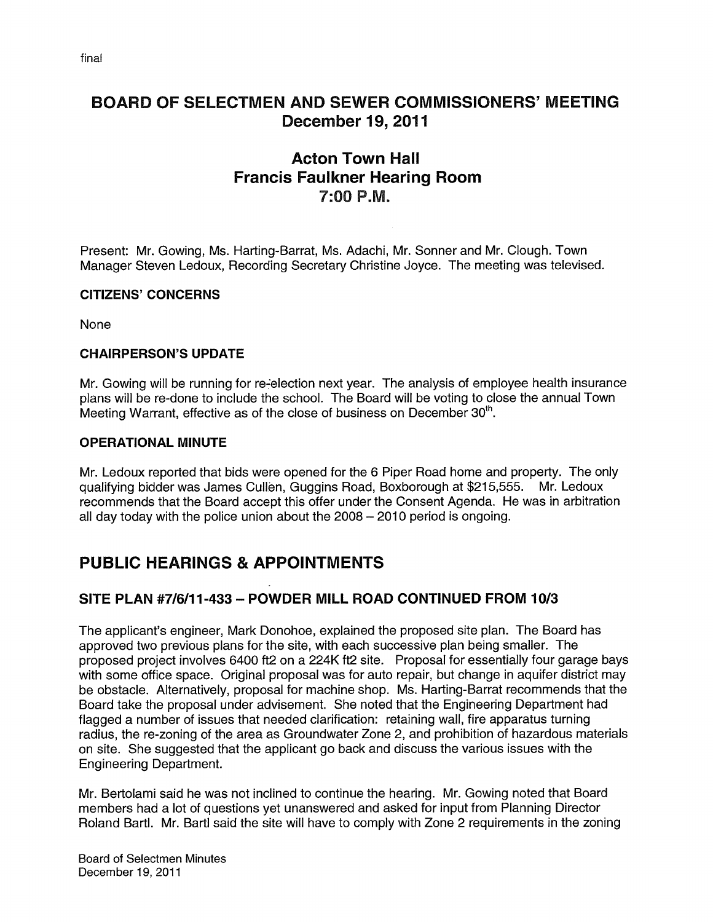final

# BOARD OF SELECTMEN AND SEWER COMMISSIONERS' MEETING
## December 19, 2011

## Acton Town Hall
## Francis Faulkner Hearing Room
## 7:00 P.M.

Present: Mr. Gowing, Ms. Harting-Barrat, Ms. Adachi, Mr. Sonner and Mr. Clough. Town Manager Steven Ledoux, Recording Secretary Christine Joyce. The meeting was televised.

### CITIZENS' CONCERNS

None

### CHAIRPERSON'S UPDATE

Mr. Gowing will be running for re-election next year. The analysis of employee health insurance plans will be re-done to include the school. The Board will be voting to close the annual Town Meeting Warrant, effective as of the close of business on December 30th.

### OPERATIONAL MINUTE

Mr. Ledoux reported that bids were opened for the 6 Piper Road home and property. The only qualifying bidder was James Cullen, Guggins Road, Boxborough at $215,555. Mr. Ledoux recommends that the Board accept this offer under the Consent Agenda. He was in arbitration all day today with the police union about the 2008 – 2010 period is ongoing.

# PUBLIC HEARINGS & APPOINTMENTS

## SITE PLAN #7/6/11-433 – POWDER MILL ROAD CONTINUED FROM 10/3

The applicant's engineer, Mark Donohoe, explained the proposed site plan. The Board has approved two previous plans for the site, with each successive plan being smaller. The proposed project involves 6400 ft2 on a 224K ft2 site. Proposal for essentially four garage bays with some office space. Original proposal was for auto repair, but change in aquifer district may be obstacle. Alternatively, proposal for machine shop. Ms. Harting-Barrat recommends that the Board take the proposal under advisement. She noted that the Engineering Department had flagged a number of issues that needed clarification: retaining wall, fire apparatus turning radius, the re-zoning of the area as Groundwater Zone 2, and prohibition of hazardous materials on site. She suggested that the applicant go back and discuss the various issues with the Engineering Department.

Mr. Bertolami said he was not inclined to continue the hearing. Mr. Gowing noted that Board members had a lot of questions yet unanswered and asked for input from Planning Director Roland Bartl. Mr. Bartl said the site will have to comply with Zone 2 requirements in the zoning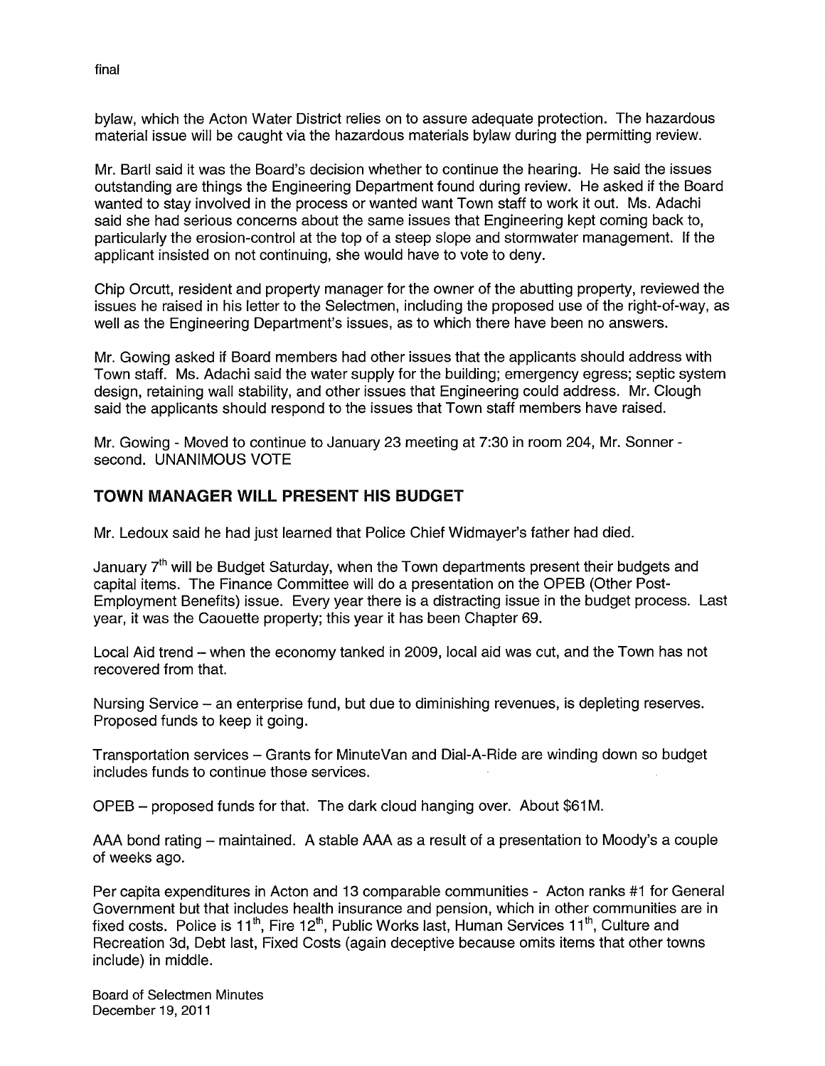bylaw, which the Acton Water District relies on to assure adequate protection. The hazardous material issue will be caught via the hazardous materials bylaw during the permitting review.

Mr. Bartl said it was the Board's decision whether to continue the hearing. He said the issues outstanding are things the Engineering Department found during review. He asked if the Board wanted to stay involved in the process or wanted want Town staff to work it out. Ms. Adachi said she had serious concerns about the same issues that Engineering kept coming back to, particularly the erosion-control at the top of a steep slope and stormwater management. If the applicant insisted on not continuing, she would have to vote to deny.

Chip Orcutt, resident and property manager for the owner of the abutting property, reviewed the issues he raised in his letter to the Selectmen, including the proposed use of the right-of-way, as well as the Engineering Department's issues, as to which there have been no answers.

Mr. Gowing asked if Board members had other issues that the applicants should address with Town staff. Ms. Adachi said the water supply for the building; emergency egress; septic system design, retaining wall stability, and other issues that Engineering could address. Mr. Clough said the applicants should respond to the issues that Town staff members have raised.

Mr. Gowing - Moved to continue to January 23 meeting at 7:30 in room 204, Mr. Sonner - second. UNANIMOUS VOTE

## TOWN MANAGER WILL PRESENT HIS BUDGET

Mr. Ledoux said he had just learned that Police Chief Widmayer's father had died.

January 7th will be Budget Saturday, when the Town departments present their budgets and capital items. The Finance Committee will do a presentation on the OPEB (Other Post-Employment Benefits) issue. Every year there is a distracting issue in the budget process. Last year, it was the Caouette property; this year it has been Chapter 69.

Local Aid trend – when the economy tanked in 2009, local aid was cut, and the Town has not recovered from that.

Nursing Service – an enterprise fund, but due to diminishing revenues, is depleting reserves. Proposed funds to keep it going.

Transportation services – Grants for MinuteVan and Dial-A-Ride are winding down so budget includes funds to continue those services.

OPEB – proposed funds for that. The dark cloud hanging over. About $61M.

AAA bond rating – maintained. A stable AAA as a result of a presentation to Moody's a couple of weeks ago.

Per capita expenditures in Acton and 13 comparable communities - Acton ranks #1 for General Government but that includes health insurance and pension, which in other communities are in fixed costs. Police is 11th, Fire 12th, Public Works last, Human Services 11th, Culture and Recreation 3d, Debt last, Fixed Costs (again deceptive because omits items that other towns include) in middle.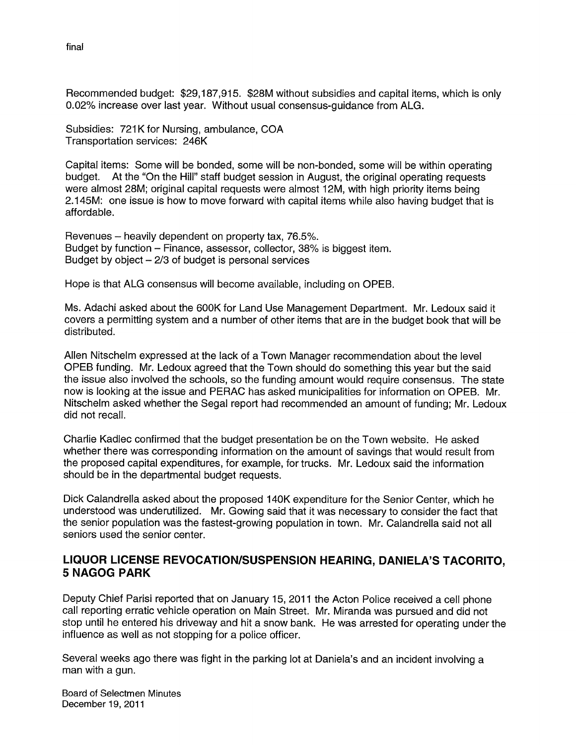Recommended budget: $29,187,915. $28M without subsidies and capital items, which is only 0.02% increase over last year. Without usual consensus-guidance from ALG.

Subsidies: 721K for Nursing, ambulance, COA
Transportation services: 246K

Capital items: Some will be bonded, some will be non-bonded, some will be within operating budget. At the "On the Hill" staff budget session in August, the original operating requests were almost 28M; original capital requests were almost 12M, with high priority items being 2.145M: one issue is how to move forward with capital items while also having budget that is affordable.

Revenues – heavily dependent on property tax, 76.5%.
Budget by function – Finance, assessor, collector, 38% is biggest item.
Budget by object – 2/3 of budget is personal services

Hope is that ALG consensus will become available, including on OPEB.

Ms. Adachi asked about the 600K for Land Use Management Department. Mr. Ledoux said it covers a permitting system and a number of other items that are in the budget book that will be distributed.

Allen Nitschelm expressed at the lack of a Town Manager recommendation about the level OPEB funding. Mr. Ledoux agreed that the Town should do something this year but the said the issue also involved the schools, so the funding amount would require consensus. The state now is looking at the issue and PERAC has asked municipalities for information on OPEB. Mr. Nitschelm asked whether the Segal report had recommended an amount of funding; Mr. Ledoux did not recall.

Charlie Kadlec confirmed that the budget presentation be on the Town website. He asked whether there was corresponding information on the amount of savings that would result from the proposed capital expenditures, for example, for trucks. Mr. Ledoux said the information should be in the departmental budget requests.

Dick Calandrella asked about the proposed 140K expenditure for the Senior Center, which he understood was underutilized. Mr. Gowing said that it was necessary to consider the fact that the senior population was the fastest-growing population in town. Mr. Calandrella said not all seniors used the senior center.

## LIQUOR LICENSE REVOCATION/SUSPENSION HEARING, DANIELA'S TACORITO, 5 NAGOG PARK

Deputy Chief Parisi reported that on January 15, 2011 the Acton Police received a cell phone call reporting erratic vehicle operation on Main Street. Mr. Miranda was pursued and did not stop until he entered his driveway and hit a snow bank. He was arrested for operating under the influence as well as not stopping for a police officer.

Several weeks ago there was fight in the parking lot at Daniela's and an incident involving a man with a gun.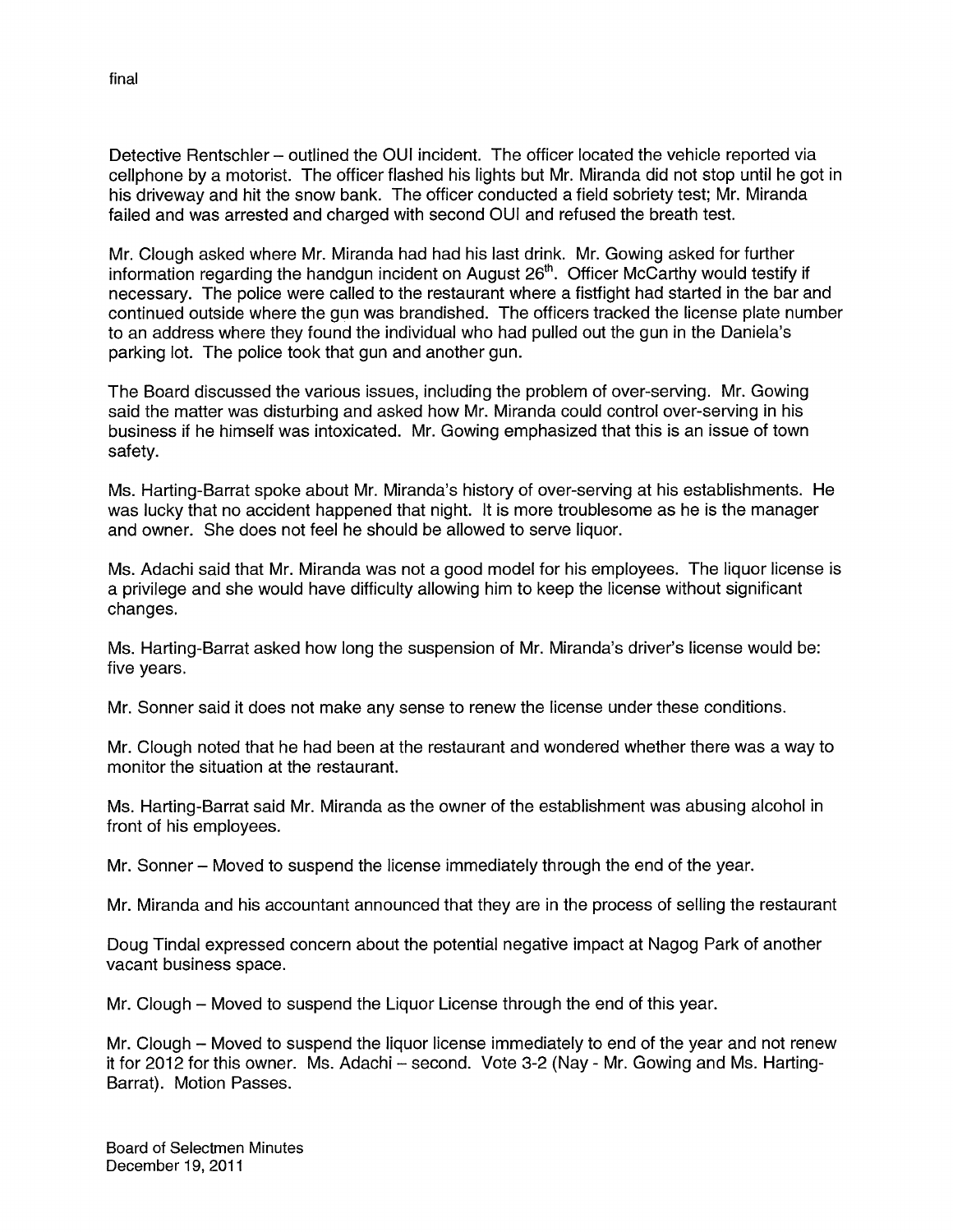Detective Rentschler – outlined the OUI incident. The officer located the vehicle reported via cellphone by a motorist. The officer flashed his lights but Mr. Miranda did not stop until he got in his driveway and hit the snow bank. The officer conducted a field sobriety test; Mr. Miranda failed and was arrested and charged with second OUI and refused the breath test.

Mr. Clough asked where Mr. Miranda had had his last drink. Mr. Gowing asked for further information regarding the handgun incident on August 26th. Officer McCarthy would testify if necessary. The police were called to the restaurant where a fistfight had started in the bar and continued outside where the gun was brandished. The officers tracked the license plate number to an address where they found the individual who had pulled out the gun in the Daniela's parking lot. The police took that gun and another gun.

The Board discussed the various issues, including the problem of over-serving. Mr. Gowing said the matter was disturbing and asked how Mr. Miranda could control over-serving in his business if he himself was intoxicated. Mr. Gowing emphasized that this is an issue of town safety.

Ms. Harting-Barrat spoke about Mr. Miranda's history of over-serving at his establishments. He was lucky that no accident happened that night. It is more troublesome as he is the manager and owner. She does not feel he should be allowed to serve liquor.

Ms. Adachi said that Mr. Miranda was not a good model for his employees. The liquor license is a privilege and she would have difficulty allowing him to keep the license without significant changes.

Ms. Harting-Barrat asked how long the suspension of Mr. Miranda's driver's license would be: five years.

Mr. Sonner said it does not make any sense to renew the license under these conditions.

Mr. Clough noted that he had been at the restaurant and wondered whether there was a way to monitor the situation at the restaurant.

Ms. Harting-Barrat said Mr. Miranda as the owner of the establishment was abusing alcohol in front of his employees.

Mr. Sonner – Moved to suspend the license immediately through the end of the year.

Mr. Miranda and his accountant announced that they are in the process of selling the restaurant

Doug Tindal expressed concern about the potential negative impact at Nagog Park of another vacant business space.

Mr. Clough – Moved to suspend the Liquor License through the end of this year.

Mr. Clough – Moved to suspend the liquor license immediately to end of the year and not renew it for 2012 for this owner. Ms. Adachi – second. Vote 3-2 (Nay - Mr. Gowing and Ms. Harting-Barrat). Motion Passes.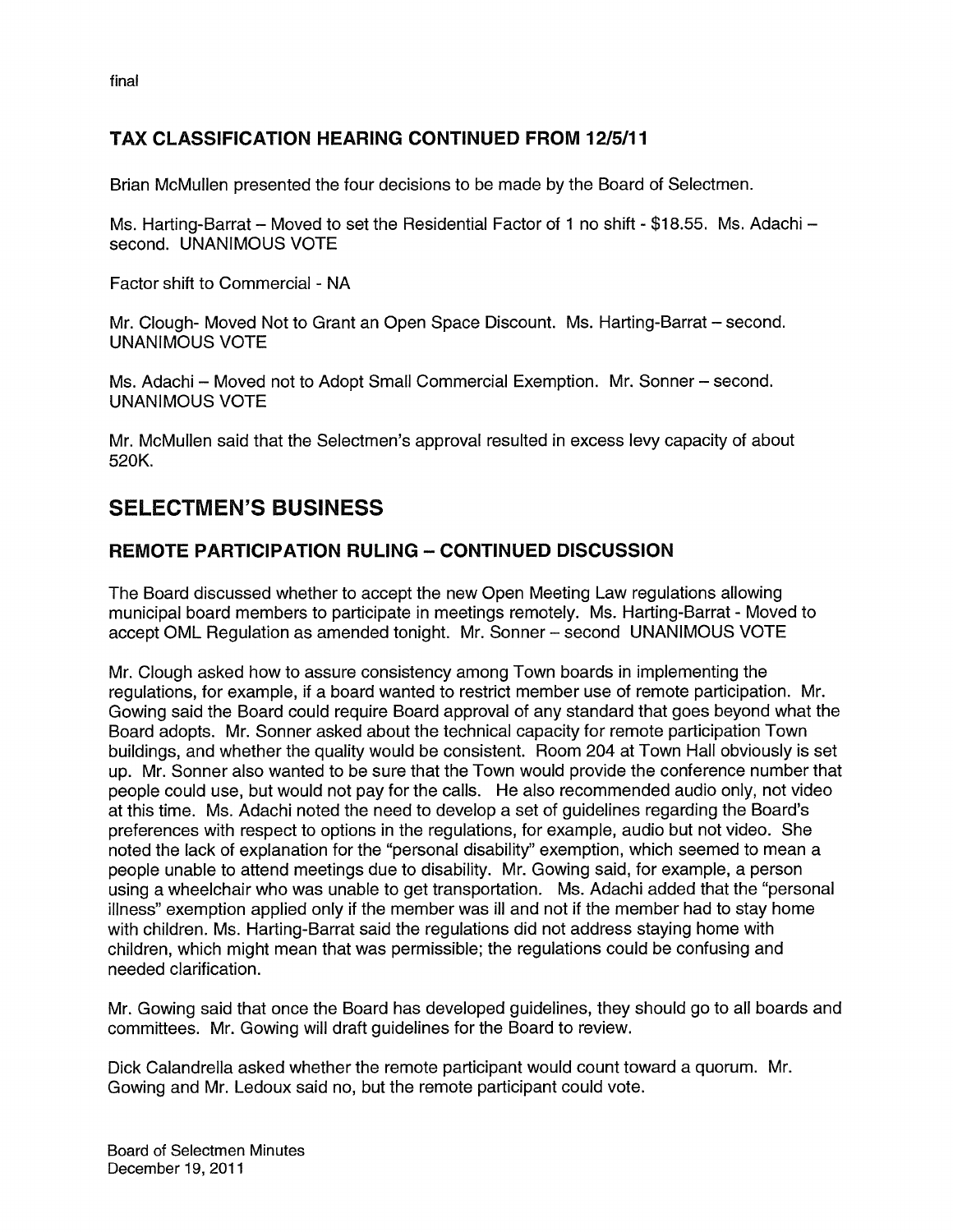## TAX CLASSIFICATION HEARING CONTINUED FROM 12/5/11

Brian McMullen presented the four decisions to be made by the Board of Selectmen.

Ms. Harting-Barrat – Moved to set the Residential Factor of 1 no shift - $18.55. Ms. Adachi – second. UNANIMOUS VOTE

Factor shift to Commercial - NA

Mr. Clough- Moved Not to Grant an Open Space Discount. Ms. Harting-Barrat – second. UNANIMOUS VOTE

Ms. Adachi – Moved not to Adopt Small Commercial Exemption. Mr. Sonner – second. UNANIMOUS VOTE

Mr. McMullen said that the Selectmen's approval resulted in excess levy capacity of about 520K.

# SELECTMEN'S BUSINESS

## REMOTE PARTICIPATION RULING – CONTINUED DISCUSSION

The Board discussed whether to accept the new Open Meeting Law regulations allowing municipal board members to participate in meetings remotely. Ms. Harting-Barrat - Moved to accept OML Regulation as amended tonight. Mr. Sonner – second UNANIMOUS VOTE

Mr. Clough asked how to assure consistency among Town boards in implementing the regulations, for example, if a board wanted to restrict member use of remote participation. Mr. Gowing said the Board could require Board approval of any standard that goes beyond what the Board adopts. Mr. Sonner asked about the technical capacity for remote participation Town buildings, and whether the quality would be consistent. Room 204 at Town Hall obviously is set up. Mr. Sonner also wanted to be sure that the Town would provide the conference number that people could use, but would not pay for the calls. He also recommended audio only, not video at this time. Ms. Adachi noted the need to develop a set of guidelines regarding the Board's preferences with respect to options in the regulations, for example, audio but not video. She noted the lack of explanation for the "personal disability" exemption, which seemed to mean a people unable to attend meetings due to disability. Mr. Gowing said, for example, a person using a wheelchair who was unable to get transportation. Ms. Adachi added that the "personal illness" exemption applied only if the member was ill and not if the member had to stay home with children. Ms. Harting-Barrat said the regulations did not address staying home with children, which might mean that was permissible; the regulations could be confusing and needed clarification.

Mr. Gowing said that once the Board has developed guidelines, they should go to all boards and committees. Mr. Gowing will draft guidelines for the Board to review.

Dick Calandrella asked whether the remote participant would count toward a quorum. Mr. Gowing and Mr. Ledoux said no, but the remote participant could vote.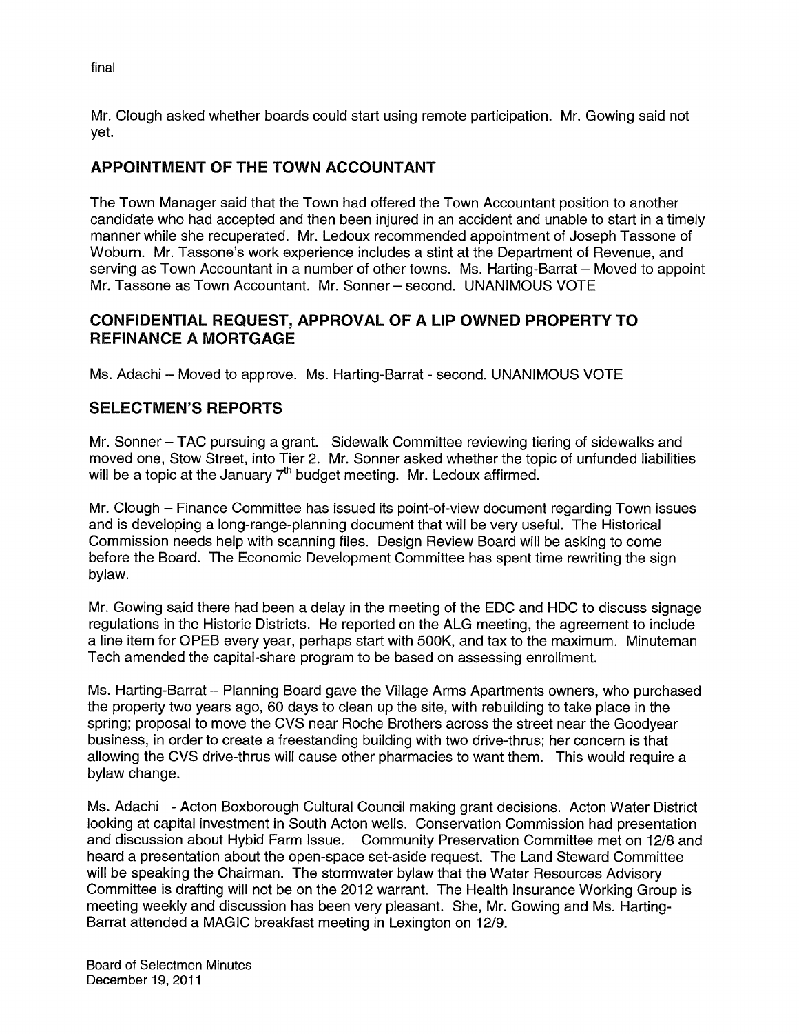Mr. Clough asked whether boards could start using remote participation. Mr. Gowing said not yet.

## APPOINTMENT OF THE TOWN ACCOUNTANT

The Town Manager said that the Town had offered the Town Accountant position to another candidate who had accepted and then been injured in an accident and unable to start in a timely manner while she recuperated. Mr. Ledoux recommended appointment of Joseph Tassone of Woburn. Mr. Tassone's work experience includes a stint at the Department of Revenue, and serving as Town Accountant in a number of other towns. Ms. Harting-Barrat – Moved to appoint Mr. Tassone as Town Accountant. Mr. Sonner – second. UNANIMOUS VOTE

## CONFIDENTIAL REQUEST, APPROVAL OF A LIP OWNED PROPERTY TO REFINANCE A MORTGAGE

Ms. Adachi – Moved to approve. Ms. Harting-Barrat - second. UNANIMOUS VOTE

## SELECTMEN'S REPORTS

Mr. Sonner – TAC pursuing a grant. Sidewalk Committee reviewing tiering of sidewalks and moved one, Stow Street, into Tier 2. Mr. Sonner asked whether the topic of unfunded liabilities will be a topic at the January 7th budget meeting. Mr. Ledoux affirmed.

Mr. Clough – Finance Committee has issued its point-of-view document regarding Town issues and is developing a long-range-planning document that will be very useful. The Historical Commission needs help with scanning files. Design Review Board will be asking to come before the Board. The Economic Development Committee has spent time rewriting the sign bylaw.

Mr. Gowing said there had been a delay in the meeting of the EDC and HDC to discuss signage regulations in the Historic Districts. He reported on the ALG meeting, the agreement to include a line item for OPEB every year, perhaps start with 500K, and tax to the maximum. Minuteman Tech amended the capital-share program to be based on assessing enrollment.

Ms. Harting-Barrat – Planning Board gave the Village Arms Apartments owners, who purchased the property two years ago, 60 days to clean up the site, with rebuilding to take place in the spring; proposal to move the CVS near Roche Brothers across the street near the Goodyear business, in order to create a freestanding building with two drive-thrus; her concern is that allowing the CVS drive-thrus will cause other pharmacies to want them. This would require a bylaw change.

Ms. Adachi - Acton Boxborough Cultural Council making grant decisions. Acton Water District looking at capital investment in South Acton wells. Conservation Commission had presentation and discussion about Hybid Farm Issue. Community Preservation Committee met on 12/8 and heard a presentation about the open-space set-aside request. The Land Steward Committee will be speaking the Chairman. The stormwater bylaw that the Water Resources Advisory Committee is drafting will not be on the 2012 warrant. The Health Insurance Working Group is meeting weekly and discussion has been very pleasant. She, Mr. Gowing and Ms. Harting-Barrat attended a MAGIC breakfast meeting in Lexington on 12/9.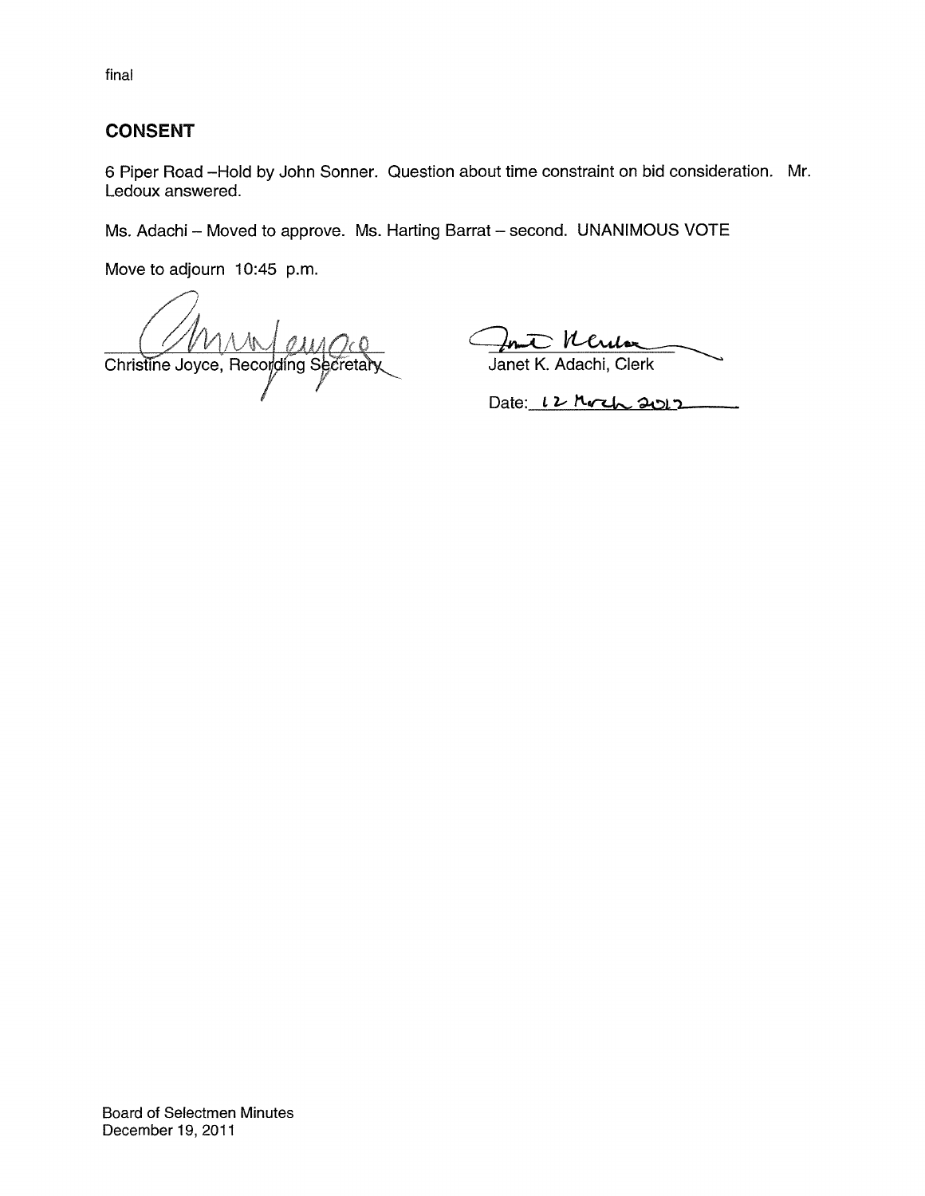final

## CONSENT

6 Piper Road –Hold by John Sonner. Question about time constraint on bid consideration. Mr. Ledoux answered.

Ms. Adachi – Moved to approve. Ms. Harting Barrat – second. UNANIMOUS VOTE

Move to adjourn 10:45 p.m.

Christine Joyce, Recording Secretary

Janet K. Adachi, Clerk

Date: 12 March 2012

Board of Selectmen Minutes
December 19, 2011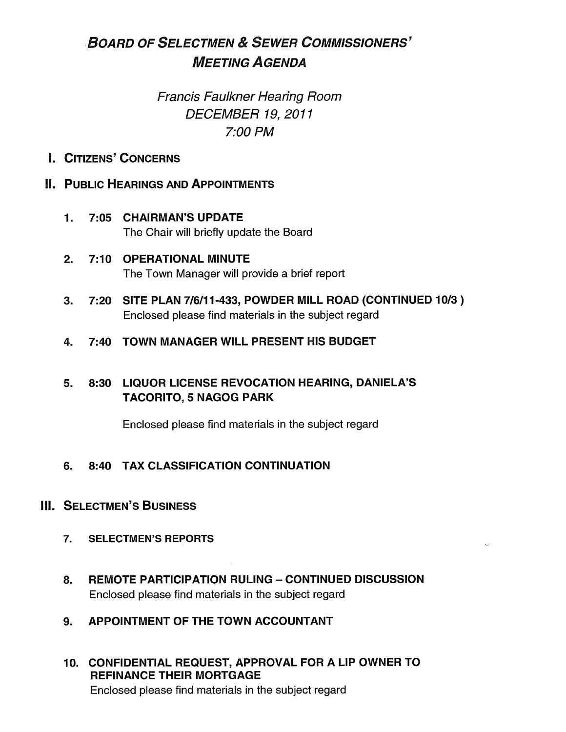# BOARD OF SELECTMEN & SEWER COMMISSIONERS' MEETING AGENDA

*Francis Faulkner Hearing Room*
*DECEMBER 19, 2011*
*7:00 PM*

## I. CITIZENS' CONCERNS

## II. PUBLIC HEARINGS AND APPOINTMENTS

1. **7:05 CHAIRMAN'S UPDATE**
   The Chair will briefly update the Board

2. **7:10 OPERATIONAL MINUTE**
   The Town Manager will provide a brief report

3. **7:20 SITE PLAN 7/6/11-433, POWDER MILL ROAD (CONTINUED 10/3 )**
   Enclosed please find materials in the subject regard

4. **7:40 TOWN MANAGER WILL PRESENT HIS BUDGET**

5. **8:30 LIQUOR LICENSE REVOCATION HEARING, DANIELA'S TACORITO, 5 NAGOG PARK**

   Enclosed please find materials in the subject regard

6. **8:40 TAX CLASSIFICATION CONTINUATION**

## III. SELECTMEN'S BUSINESS

7. **SELECTMEN'S REPORTS**

8. **REMOTE PARTICIPATION RULING – CONTINUED DISCUSSION**
   Enclosed please find materials in the subject regard

9. **APPOINTMENT OF THE TOWN ACCOUNTANT**

10. **CONFIDENTIAL REQUEST, APPROVAL FOR A LIP OWNER TO REFINANCE THEIR MORTGAGE**
    Enclosed please find materials in the subject regard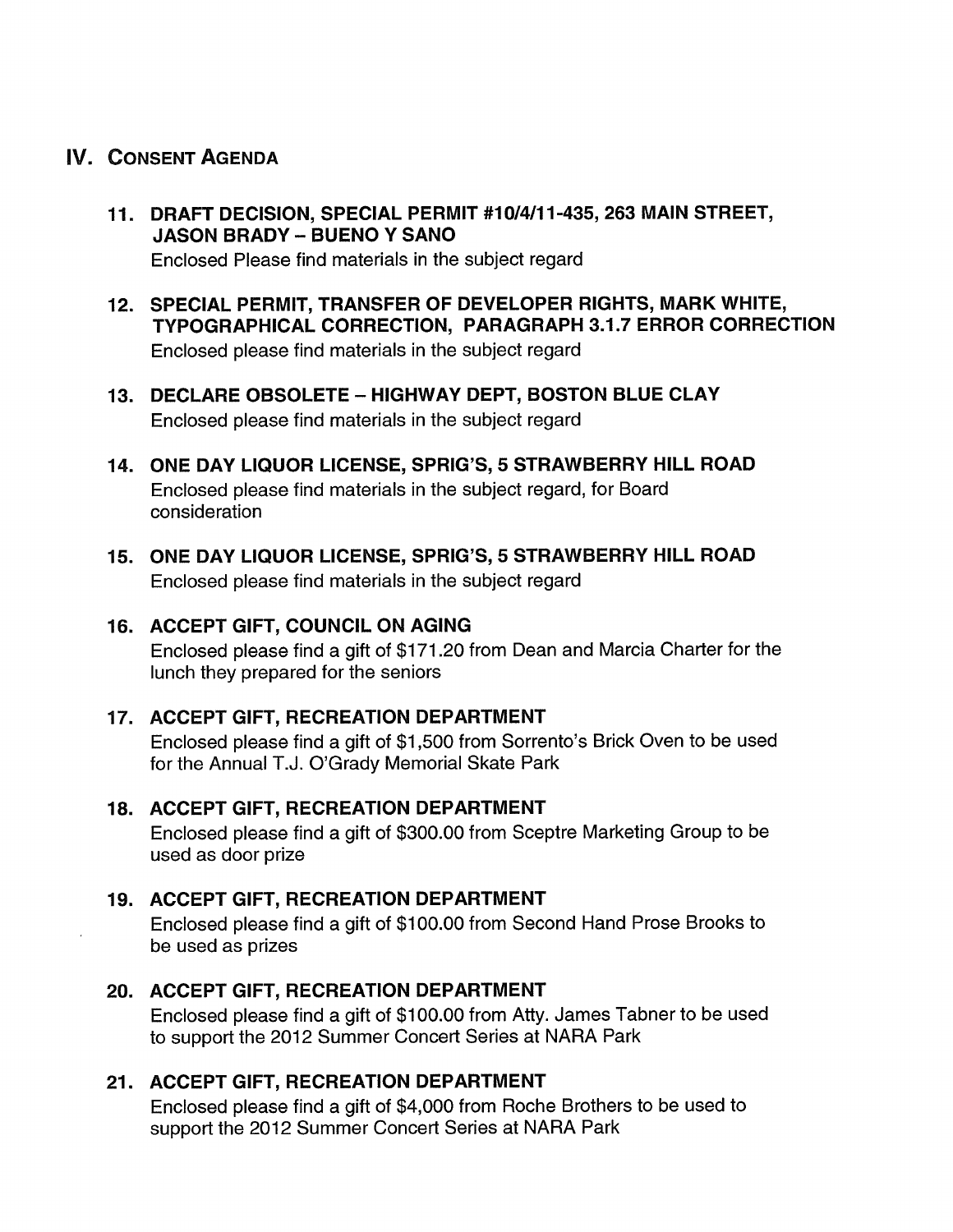## IV. Consent Agenda

11. **DRAFT DECISION, SPECIAL PERMIT #10/4/11-435, 263 MAIN STREET, JASON BRADY – BUENO Y SANO**
    Enclosed Please find materials in the subject regard

12. **SPECIAL PERMIT, TRANSFER OF DEVELOPER RIGHTS, MARK WHITE, TYPOGRAPHICAL CORRECTION, PARAGRAPH 3.1.7 ERROR CORRECTION**
    Enclosed please find materials in the subject regard

13. **DECLARE OBSOLETE – HIGHWAY DEPT, BOSTON BLUE CLAY**
    Enclosed please find materials in the subject regard

14. **ONE DAY LIQUOR LICENSE, SPRIG'S, 5 STRAWBERRY HILL ROAD**
    Enclosed please find materials in the subject regard, for Board consideration

15. **ONE DAY LIQUOR LICENSE, SPRIG'S, 5 STRAWBERRY HILL ROAD**
    Enclosed please find materials in the subject regard

16. **ACCEPT GIFT, COUNCIL ON AGING**
    Enclosed please find a gift of $171.20 from Dean and Marcia Charter for the lunch they prepared for the seniors

17. **ACCEPT GIFT, RECREATION DEPARTMENT**
    Enclosed please find a gift of $1,500 from Sorrento's Brick Oven to be used for the Annual T.J. O'Grady Memorial Skate Park

18. **ACCEPT GIFT, RECREATION DEPARTMENT**
    Enclosed please find a gift of $300.00 from Sceptre Marketing Group to be used as door prize

19. **ACCEPT GIFT, RECREATION DEPARTMENT**
    Enclosed please find a gift of $100.00 from Second Hand Prose Brooks to be used as prizes

20. **ACCEPT GIFT, RECREATION DEPARTMENT**
    Enclosed please find a gift of $100.00 from Atty. James Tabner to be used to support the 2012 Summer Concert Series at NARA Park

21. **ACCEPT GIFT, RECREATION DEPARTMENT**
    Enclosed please find a gift of $4,000 from Roche Brothers to be used to support the 2012 Summer Concert Series at NARA Park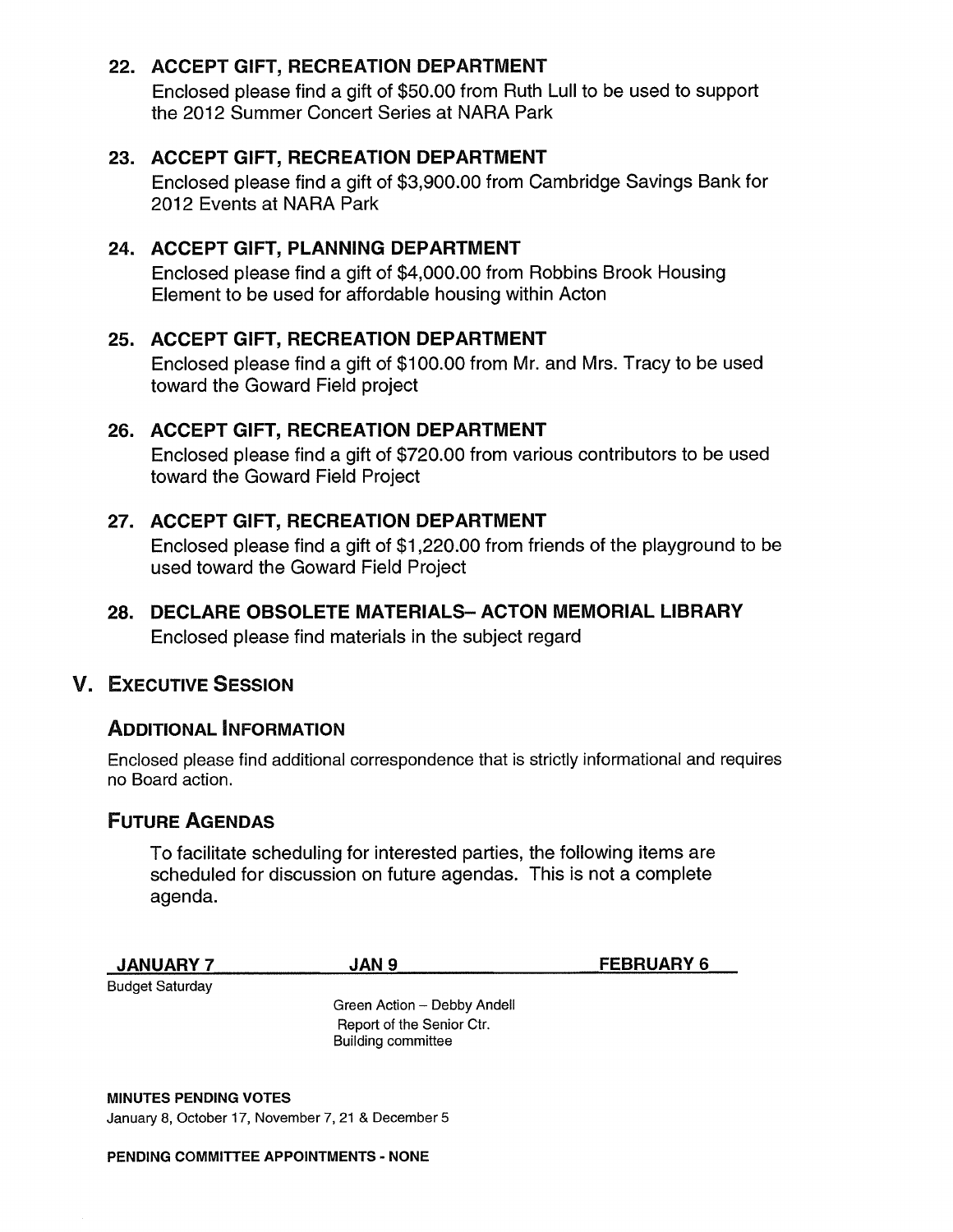**22. ACCEPT GIFT, RECREATION DEPARTMENT**

Enclosed please find a gift of $50.00 from Ruth Lull to be used to support the 2012 Summer Concert Series at NARA Park

**23. ACCEPT GIFT, RECREATION DEPARTMENT**

Enclosed please find a gift of $3,900.00 from Cambridge Savings Bank for 2012 Events at NARA Park

**24. ACCEPT GIFT, PLANNING DEPARTMENT**

Enclosed please find a gift of $4,000.00 from Robbins Brook Housing Element to be used for affordable housing within Acton

**25. ACCEPT GIFT, RECREATION DEPARTMENT**

Enclosed please find a gift of $100.00 from Mr. and Mrs. Tracy to be used toward the Goward Field project

**26. ACCEPT GIFT, RECREATION DEPARTMENT**

Enclosed please find a gift of $720.00 from various contributors to be used toward the Goward Field Project

**27. ACCEPT GIFT, RECREATION DEPARTMENT**

Enclosed please find a gift of $1,220.00 from friends of the playground to be used toward the Goward Field Project

**28. DECLARE OBSOLETE MATERIALS– ACTON MEMORIAL LIBRARY**

Enclosed please find materials in the subject regard

## V. EXECUTIVE SESSION

### ADDITIONAL INFORMATION

Enclosed please find additional correspondence that is strictly informational and requires no Board action.

### FUTURE AGENDAS

To facilitate scheduling for interested parties, the following items are scheduled for discussion on future agendas. This is not a complete agenda.

| JANUARY 7 | JAN 9 | FEBRUARY 6 |
| --- | --- | --- |
| Budget Saturday | Green Action – Debby Andell<br>Report of the Senior Ctr.<br>Building committee | |

**MINUTES PENDING VOTES**

January 8, October 17, November 7, 21 & December 5

**PENDING COMMITTEE APPOINTMENTS - NONE**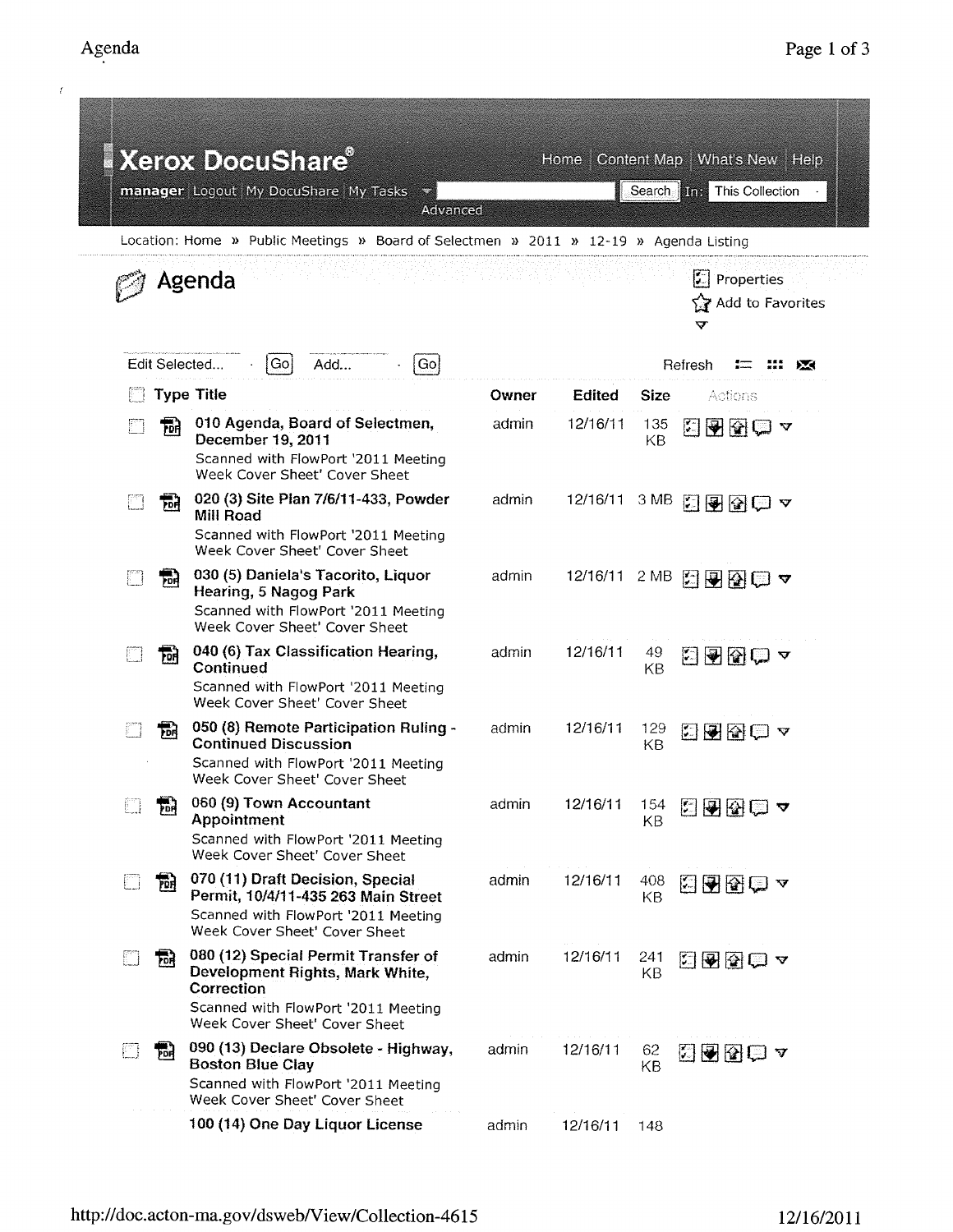# Xerox DocuShare®

manager | Logout | My DocuShare | My Tasks | Advanced | Search | In: This Collection

Home | Content Map | What's New | Help

Location: Home » Public Meetings » Board of Selectmen » 2011 » 12-19 » Agenda Listing

## Agenda

Properties
Add to Favorites

Edit Selected... Go Add... Go Refresh

| Type | Title | Owner | Edited | Size |
|---|---|---|---|---|
| PDF | **010 Agenda, Board of Selectmen, December 19, 2011** Scanned with FlowPort '2011 Meeting Week Cover Sheet' Cover Sheet | admin | 12/16/11 | 135 KB |
| PDF | **020 (3) Site Plan 7/6/11-433, Powder Mill Road** Scanned with FlowPort '2011 Meeting Week Cover Sheet' Cover Sheet | admin | 12/16/11 | 3 MB |
| PDF | **030 (5) Daniela's Tacorito, Liquor Hearing, 5 Nagog Park** Scanned with FlowPort '2011 Meeting Week Cover Sheet' Cover Sheet | admin | 12/16/11 | 2 MB |
| PDF | **040 (6) Tax Classification Hearing, Continued** Scanned with FlowPort '2011 Meeting Week Cover Sheet' Cover Sheet | admin | 12/16/11 | 49 KB |
| PDF | **050 (8) Remote Participation Ruling - Continued Discussion** Scanned with FlowPort '2011 Meeting Week Cover Sheet' Cover Sheet | admin | 12/16/11 | 129 KB |
| PDF | **060 (9) Town Accountant Appointment** Scanned with FlowPort '2011 Meeting Week Cover Sheet' Cover Sheet | admin | 12/16/11 | 154 KB |
| PDF | **070 (11) Draft Decision, Special Permit, 10/4/11-435 263 Main Street** Scanned with FlowPort '2011 Meeting Week Cover Sheet' Cover Sheet | admin | 12/16/11 | 408 KB |
| PDF | **080 (12) Special Permit Transfer of Development Rights, Mark White, Correction** Scanned with FlowPort '2011 Meeting Week Cover Sheet' Cover Sheet | admin | 12/16/11 | 241 KB |
| PDF | **090 (13) Declare Obsolete - Highway, Boston Blue Clay** Scanned with FlowPort '2011 Meeting Week Cover Sheet' Cover Sheet | admin | 12/16/11 | 62 KB |
| | **100 (14) One Day Liquor License** | admin | 12/16/11 | 148 |

http://doc.acton-ma.gov/dsweb/View/Collection-4615 12/16/2011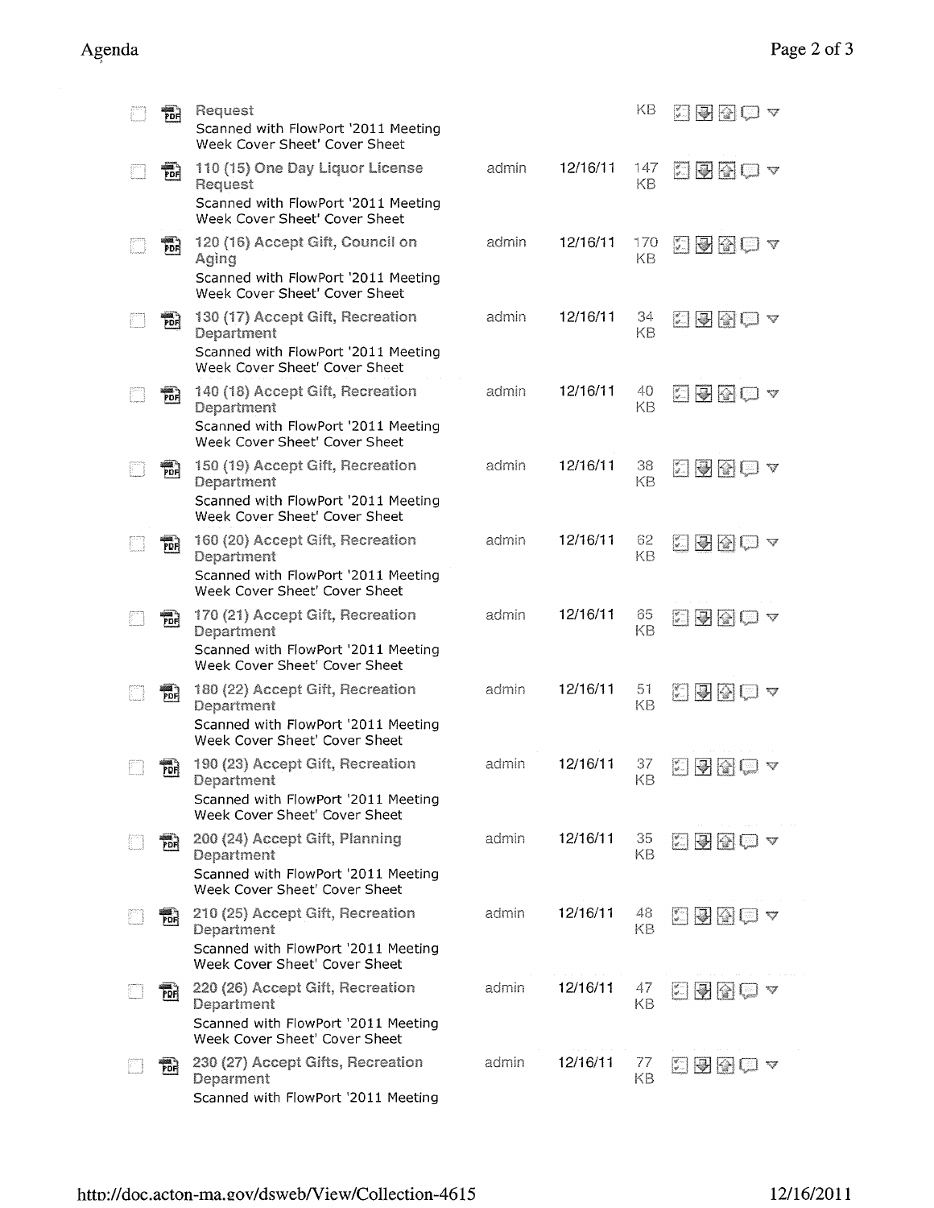| | | Title | Author | Date | Size | |
|---|---|---|---|---|---|---|
| | | Request<br>Scanned with FlowPort '2011 Meeting Week Cover Sheet' Cover Sheet | | | KB | |
| | | 110 (15) One Day Liquor License Request<br>Scanned with FlowPort '2011 Meeting Week Cover Sheet' Cover Sheet | admin | 12/16/11 | 147 KB | |
| | | 120 (16) Accept Gift, Council on Aging<br>Scanned with FlowPort '2011 Meeting Week Cover Sheet' Cover Sheet | admin | 12/16/11 | 170 KB | |
| | | 130 (17) Accept Gift, Recreation Department<br>Scanned with FlowPort '2011 Meeting Week Cover Sheet' Cover Sheet | admin | 12/16/11 | 34 KB | |
| | | 140 (18) Accept Gift, Recreation Department<br>Scanned with FlowPort '2011 Meeting Week Cover Sheet' Cover Sheet | admin | 12/16/11 | 40 KB | |
| | | 150 (19) Accept Gift, Recreation Department<br>Scanned with FlowPort '2011 Meeting Week Cover Sheet' Cover Sheet | admin | 12/16/11 | 38 KB | |
| | | 160 (20) Accept Gift, Recreation Department<br>Scanned with FlowPort '2011 Meeting Week Cover Sheet' Cover Sheet | admin | 12/16/11 | 62 KB | |
| | | 170 (21) Accept Gift, Recreation Department<br>Scanned with FlowPort '2011 Meeting Week Cover Sheet' Cover Sheet | admin | 12/16/11 | 65 KB | |
| | | 180 (22) Accept Gift, Recreation Department<br>Scanned with FlowPort '2011 Meeting Week Cover Sheet' Cover Sheet | admin | 12/16/11 | 51 KB | |
| | | 190 (23) Accept Gift, Recreation Department<br>Scanned with FlowPort '2011 Meeting Week Cover Sheet' Cover Sheet | admin | 12/16/11 | 37 KB | |
| | | 200 (24) Accept Gift, Planning Department<br>Scanned with FlowPort '2011 Meeting Week Cover Sheet' Cover Sheet | admin | 12/16/11 | 35 KB | |
| | | 210 (25) Accept Gift, Recreation Department<br>Scanned with FlowPort '2011 Meeting Week Cover Sheet' Cover Sheet | admin | 12/16/11 | 48 KB | |
| | | 220 (26) Accept Gift, Recreation Department<br>Scanned with FlowPort '2011 Meeting Week Cover Sheet' Cover Sheet | admin | 12/16/11 | 47 KB | |
| | | 230 (27) Accept Gifts, Recreation Deparment<br>Scanned with FlowPort '2011 Meeting | admin | 12/16/11 | 77 KB | |

http://doc.acton-ma.gov/dsweb/View/Collection-4615 12/16/2011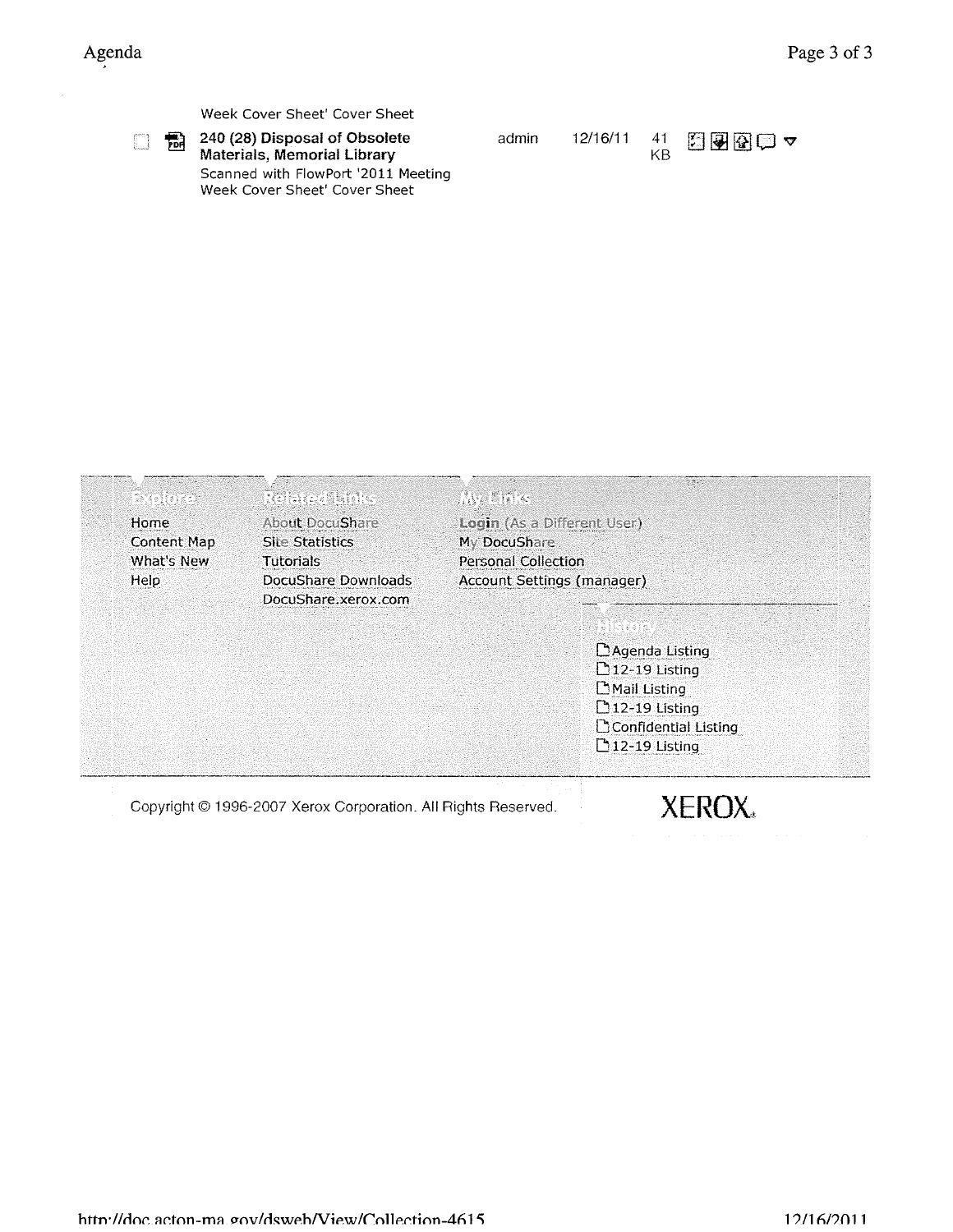Week Cover Sheet' Cover Sheet

| | Name | Owner | Date | Size |
|---|---|---|---|---|
| | **240 (28) Disposal of Obsolete Materials, Memorial Library** Scanned with FlowPort '2011 Meeting Week Cover Sheet' Cover Sheet | admin | 12/16/11 | 41 KB |

**Explore**
- Home
- Content Map
- What's New
- Help

**Related Links**
- About DocuShare
- Site Statistics
- Tutorials
- DocuShare Downloads
- DocuShare.xerox.com

**My Links**
- **Login** (As a Different User)
- My DocuShare
- Personal Collection
- Account Settings (manager)

**History**
- Agenda Listing
- 12-19 Listing
- Mail Listing
- 12-19 Listing
- Confidential Listing
- 12-19 Listing

Copyright © 1996-2007 Xerox Corporation. All Rights Reserved.

XEROX.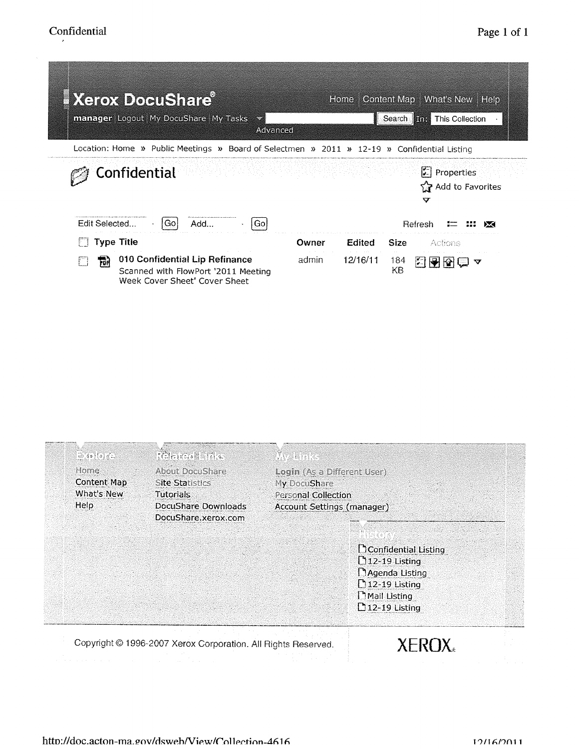Confidential

**Xerox DocuShare®**

Home | Content Map | What's New | Help

**manager** | Logout | My DocuShare | My Tasks

Search In: This Collection

Advanced

Location: Home » Public Meetings » Board of Selectmen » 2011 » 12-19 » Confidential Listing

# Confidential

Properties

Add to Favorites

Edit Selected... Go | Add... Go

Refresh

| Type | Title | Owner | Edited | Size | Actions |
|---|---|---|---|---|---|
| PDF | **010 Confidential Lip Refinance** Scanned with FlowPort '2011 Meeting Week Cover Sheet' Cover Sheet | admin | 12/16/11 | 184 KB | |

**Explore**
- Home
- Content Map
- What's New
- Help

**Related Links**
- About DocuShare
- Site Statistics
- Tutorials
- DocuShare Downloads
- DocuShare.xerox.com

**My Links**
- Login (As a Different User)
- My DocuShare
- Personal Collection
- Account Settings (manager)

**History**
- Confidential Listing
- 12-19 Listing
- Agenda Listing
- 12-19 Listing
- Mail Listing
- 12-19 Listing

Copyright © 1996-2007 Xerox Corporation. All Rights Reserved.

XEROX

http://doc.acton-ma.gov/dsweb/View/Collection-4616 12/16/2011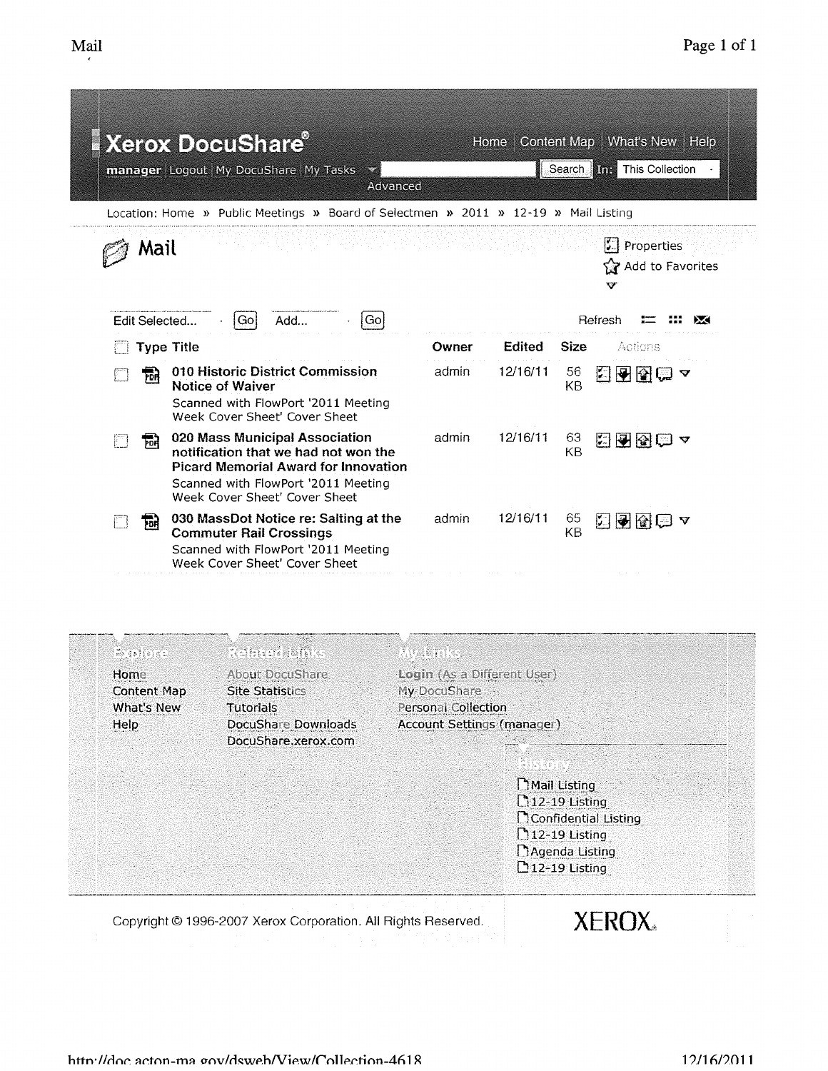**Xerox DocuShare®**

Home | Content Map | What's New | Help

manager | Logout | My DocuShare | My Tasks | Search | In: This Collection

Advanced

Location: Home » Public Meetings » Board of Selectmen » 2011 » 12-19 » Mail Listing

# Mail

Properties

Add to Favorites

Edit Selected... Go | Add... Go | Refresh

| Type | Title | Owner | Edited | Size | Actions |
|---|---|---|---|---|---|
| PDF | **010 Historic District Commission Notice of Waiver** Scanned with FlowPort '2011 Meeting Week Cover Sheet' Cover Sheet | admin | 12/16/11 | 56 KB | |
| PDF | **020 Mass Municipal Association notification that we had not won the Picard Memorial Award for Innovation** Scanned with FlowPort '2011 Meeting Week Cover Sheet' Cover Sheet | admin | 12/16/11 | 63 KB | |
| PDF | **030 MassDot Notice re: Salting at the Commuter Rail Crossings** Scanned with FlowPort '2011 Meeting Week Cover Sheet' Cover Sheet | admin | 12/16/11 | 65 KB | |

**Explore**
- Home
- Content Map
- What's New
- Help

**Related Links**
- About DocuShare
- Site Statistics
- Tutorials
- DocuShare Downloads
- DocuShare.xerox.com

**My Links**
- Login (As a Different User)
- My DocuShare
- Personal Collection
- Account Settings (manager)

**History**
- Mail Listing
- 12-19 Listing
- Confidential Listing
- 12-19 Listing
- Agenda Listing
- 12-19 Listing

Copyright © 1996-2007 Xerox Corporation. All Rights Reserved. XEROX.

http://doc.acton-ma.gov/dsweb/View/Collection-4618 12/16/2011